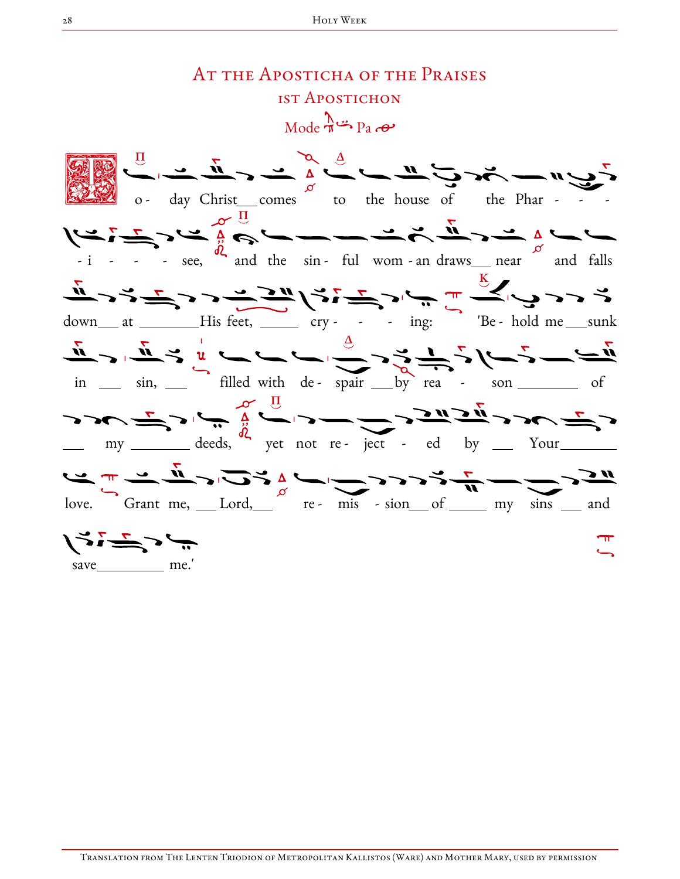# At the Aposticha of the Praises

## 1st Aposticon

Mode Pa

To - day Christ comes to the house of the Phar - - - - i - - - see, and the sin - ful wom - an draws near and falls down at His feet, cry - - - ing: 'Be - hold me sunk in sin, filled with de - spair by rea - son of my deeds, yet not re - ject - ed by Your love. Grant me, Lord, re - mis - sion of my sins and save me.'

Translation from The Lenten Triodion of Metropolitan Kallistos (Ware) and Mother Mary, used by permission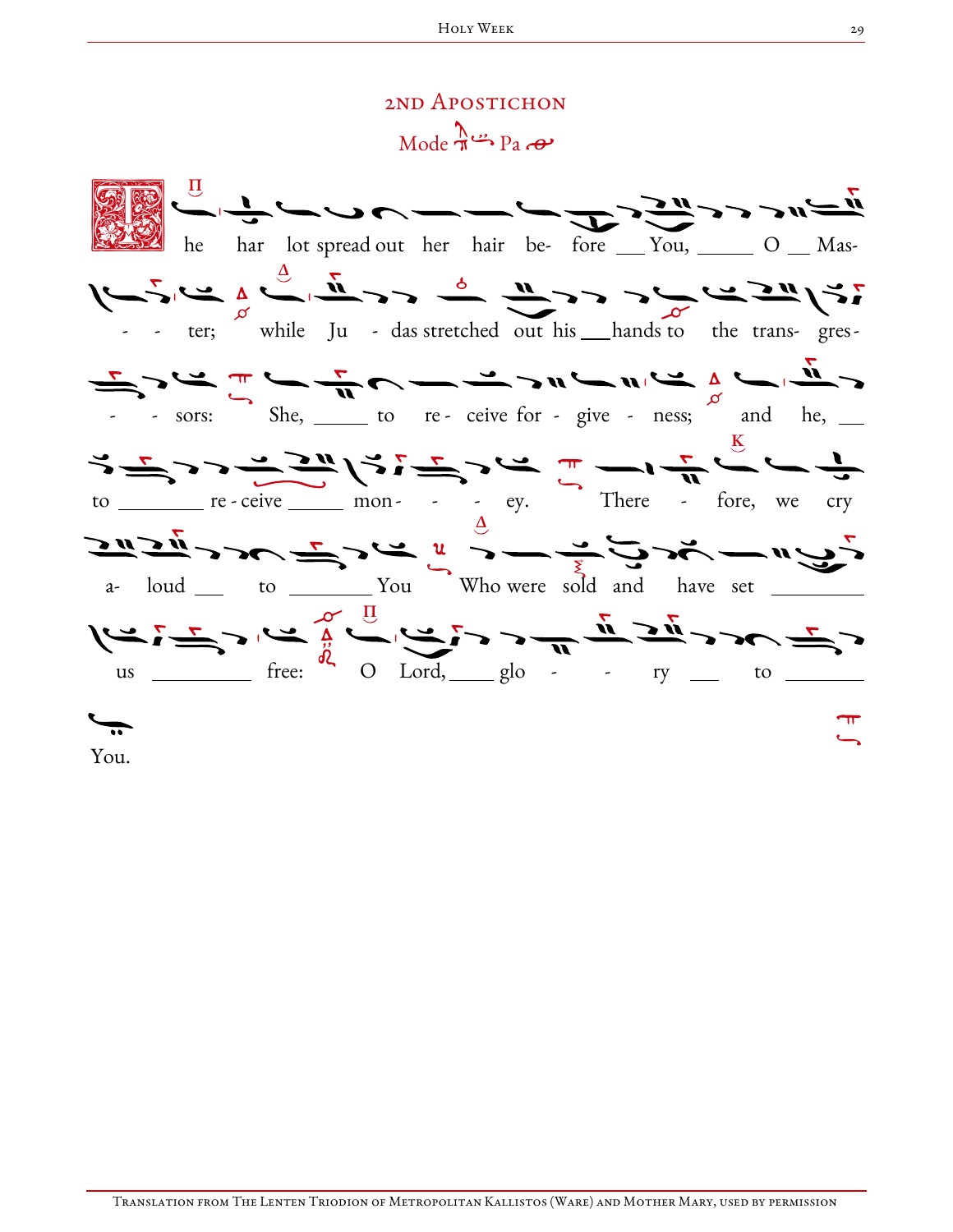## 2nd Aposticheon

Mode Pa

The harlot spread out her hair before You, O Master; while Judas stretched out his hands to the transgressors: She, to receive forgiveness; and he, to receive money. Therefore, we cry aloud to You Who were sold and have set us free: O Lord, glory to You.

Translation from The Lenten Triodion of Metropolitan Kallistos (Ware) and Mother Mary, used by permission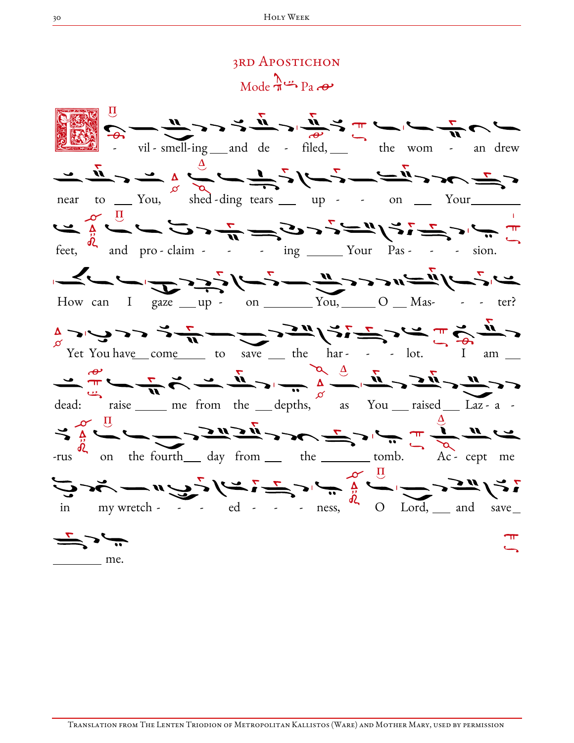## 3rd Aposticon

Mode Pa

E - vil - smell-ing ___ and de - filed, ___ the wom - an drew near to ___ You, shed - ding tears ___ up - - on ___ Your ________ feet, and pro - claim - - - ing _____ Your Pas - - - sion.

How can I gaze ___ up - on _______ You, _____ O ___ Mas- - - ter?

Yet You have ___ come _____ to save ___ the har - - - lot. I am ___ dead: raise _____ me from the ___ depths, as You ___ raised ___ Laz - a - -rus on the fourth ___ day from ___ the _______ tomb. Ac - cept me in my wretch - - - ed - - - ness, O Lord, ___ and save _ ________ me.

Translation from The Lenten Triodion of Metropolitan Kallistos (Ware) and Mother Mary, used by permission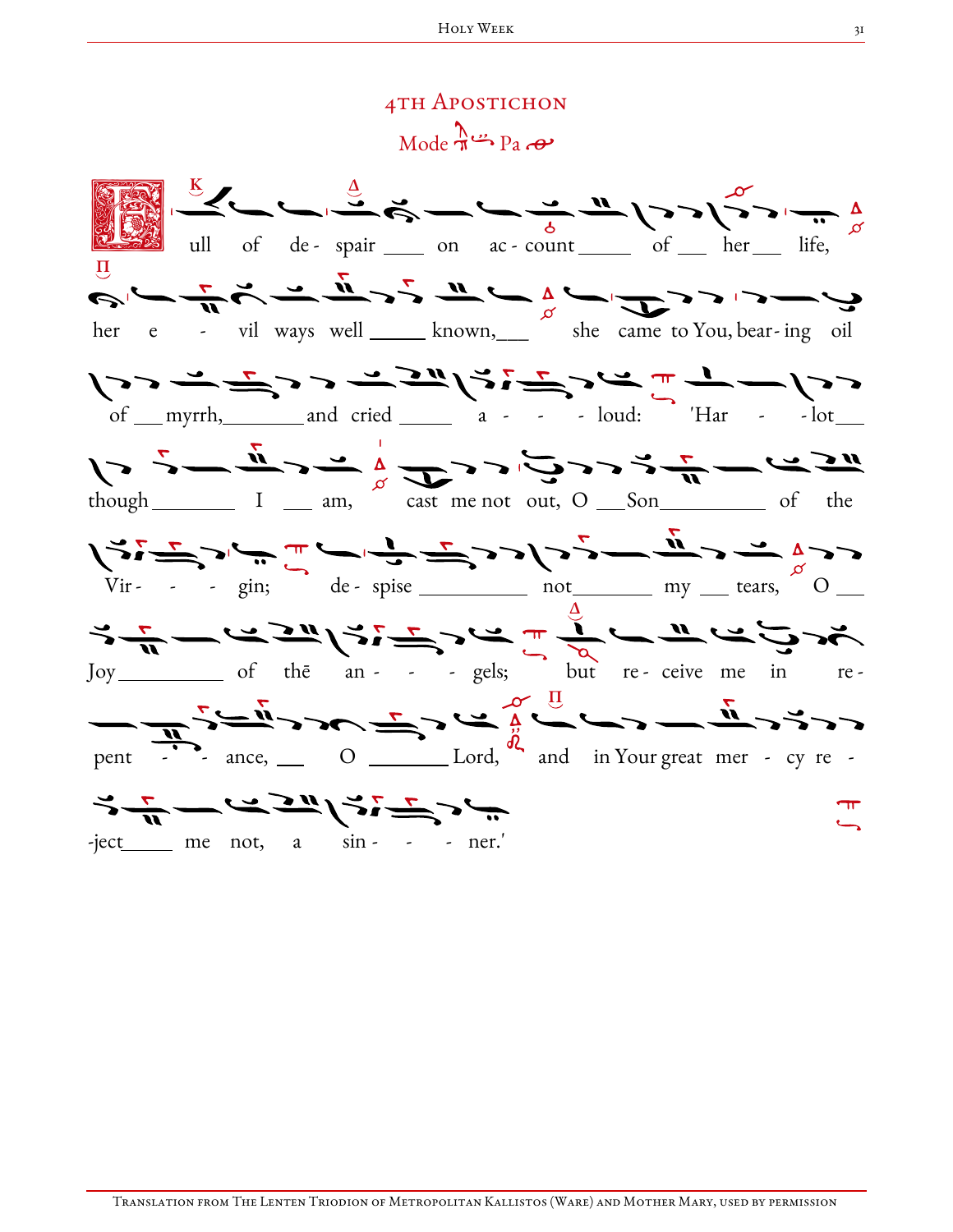## 4th Apostichon

Mode Pa

Full of de - spair on ac - count of her life, her e - vil ways well known, she came to You, bear - ing oil of myrrh, and cried a - - - loud: 'Har - - lot though I am, cast me not out, O Son of the Vir - - - gin; de - spise not my tears, O Joy of thē an - - - gels; but re - ceive me in re - pent - - ance, O Lord, and in Your great mer - cy re - -ject me not, a sin - - - ner.'

Translation from The Lenten Triodion of Metropolitan Kallistos (Ware) and Mother Mary, used by permission